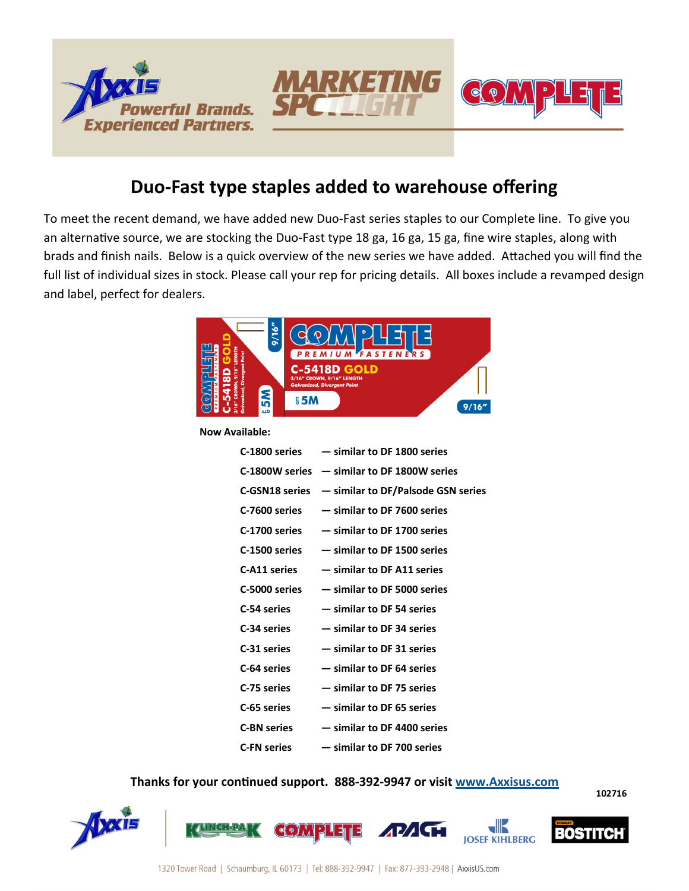# Duo-Fast type staples added to warehouse offering

To meet the recent demand, we have added new Duo-Fast series staples to our Complete line. To give you an alternative source, we are stocking the Duo-Fast type 18 ga, 16 ga, 15 ga, fine wire staples, along with brads and finish nails. Below is a quick overview of the new series we have added. Attached you will find the full list of individual sizes in stock. Please call your rep for pricing details. All boxes include a revamped design and label, perfect for dealers.

**Now Available:**

| | |
|---|---|
| **C-1800 series** | **— similar to DF 1800 series** |
| **C-1800W series** | **— similar to DF 1800W series** |
| **C-GSN18 series** | **— similar to DF/Palsode GSN series** |
| **C-7600 series** | **— similar to DF 7600 series** |
| **C-1700 series** | **— similar to DF 1700 series** |
| **C-1500 series** | **— similar to DF 1500 series** |
| **C-A11 series** | **— similar to DF A11 series** |
| **C-5000 series** | **— similar to DF 5000 series** |
| **C-54 series** | **— similar to DF 54 series** |
| **C-34 series** | **— similar to DF 34 series** |
| **C-31 series** | **— similar to DF 31 series** |
| **C-64 series** | **— similar to DF 64 series** |
| **C-75 series** | **— similar to DF 75 series** |
| **C-65 series** | **— similar to DF 65 series** |
| **C-BN series** | **— similar to DF 4400 series** |
| **C-FN series** | **— similar to DF 700 series** |

**Thanks for your continued support. 888-392-9947 or visit www.Axxisus.com**

**102716**

1320 Tower Road | Schaumburg, IL 60173 | Tel: 888-392-9947 | Fax: 877-393-2948 | AxxisUS.com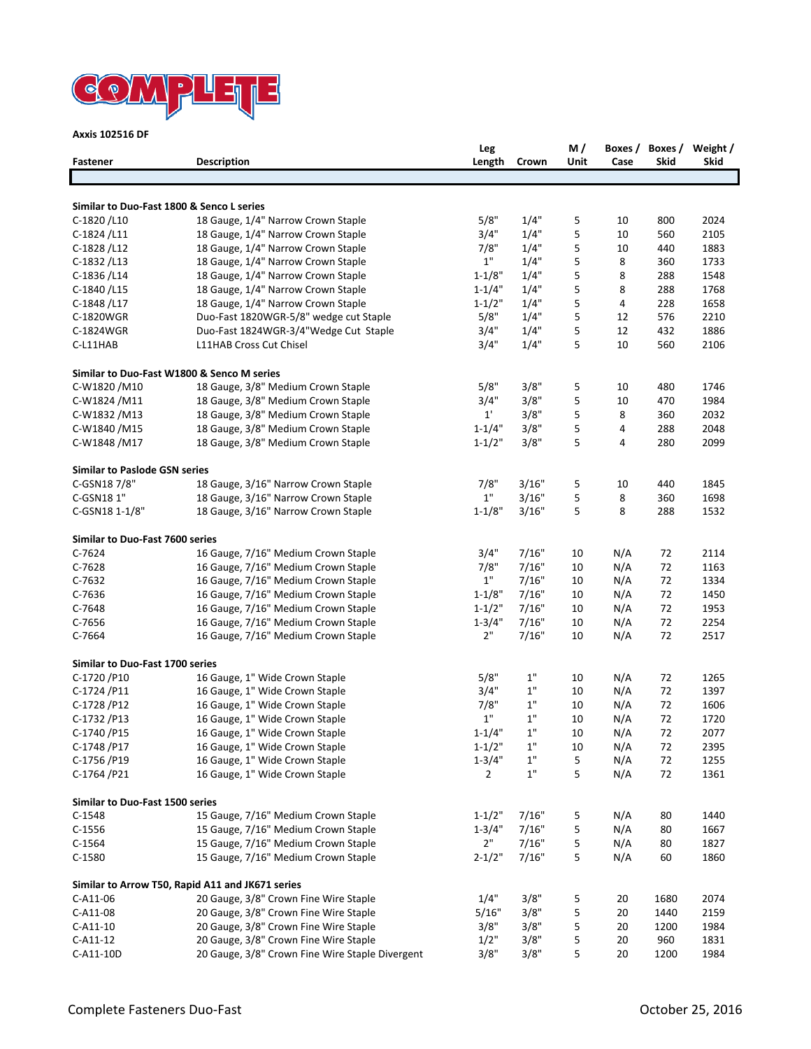**COMPLETE**

**Axxis 102516 DF**

| Fastener | Description | Leg Length | Crown | M / Unit | Boxes / Case | Boxes / Skid | Weight / Skid |
|---|---|---|---|---|---|---|---|
| **Similar to Duo-Fast 1800 & Senco L series** | | | | | | | |
| C-1820 /L10 | 18 Gauge, 1/4" Narrow Crown Staple | 5/8" | 1/4" | 5 | 10 | 800 | 2024 |
| C-1824 /L11 | 18 Gauge, 1/4" Narrow Crown Staple | 3/4" | 1/4" | 5 | 10 | 560 | 2105 |
| C-1828 /L12 | 18 Gauge, 1/4" Narrow Crown Staple | 7/8" | 1/4" | 5 | 10 | 440 | 1883 |
| C-1832 /L13 | 18 Gauge, 1/4" Narrow Crown Staple | 1" | 1/4" | 5 | 8 | 360 | 1733 |
| C-1836 /L14 | 18 Gauge, 1/4" Narrow Crown Staple | 1-1/8" | 1/4" | 5 | 8 | 288 | 1548 |
| C-1840 /L15 | 18 Gauge, 1/4" Narrow Crown Staple | 1-1/4" | 1/4" | 5 | 8 | 288 | 1768 |
| C-1848 /L17 | 18 Gauge, 1/4" Narrow Crown Staple | 1-1/2" | 1/4" | 5 | 4 | 228 | 1658 |
| C-1820WGR | Duo-Fast 1820WGR-5/8" wedge cut Staple | 5/8" | 1/4" | 5 | 12 | 576 | 2210 |
| C-1824WGR | Duo-Fast 1824WGR-3/4"Wedge Cut Staple | 3/4" | 1/4" | 5 | 12 | 432 | 1886 |
| C-L11HAB | L11HAB Cross Cut Chisel | 3/4" | 1/4" | 5 | 10 | 560 | 2106 |
| **Similar to Duo-Fast W1800 & Senco M series** | | | | | | | |
| C-W1820 /M10 | 18 Gauge, 3/8" Medium Crown Staple | 5/8" | 3/8" | 5 | 10 | 480 | 1746 |
| C-W1824 /M11 | 18 Gauge, 3/8" Medium Crown Staple | 3/4" | 3/8" | 5 | 10 | 470 | 1984 |
| C-W1832 /M13 | 18 Gauge, 3/8" Medium Crown Staple | 1' | 3/8" | 5 | 8 | 360 | 2032 |
| C-W1840 /M15 | 18 Gauge, 3/8" Medium Crown Staple | 1-1/4" | 3/8" | 5 | 4 | 288 | 2048 |
| C-W1848 /M17 | 18 Gauge, 3/8" Medium Crown Staple | 1-1/2" | 3/8" | 5 | 4 | 280 | 2099 |
| **Similar to Paslode GSN series** | | | | | | | |
| C-GSN18 7/8" | 18 Gauge, 3/16" Narrow Crown Staple | 7/8" | 3/16" | 5 | 10 | 440 | 1845 |
| C-GSN18 1" | 18 Gauge, 3/16" Narrow Crown Staple | 1" | 3/16" | 5 | 8 | 360 | 1698 |
| C-GSN18 1-1/8" | 18 Gauge, 3/16" Narrow Crown Staple | 1-1/8" | 3/16" | 5 | 8 | 288 | 1532 |
| **Similar to Duo-Fast 7600 series** | | | | | | | |
| C-7624 | 16 Gauge, 7/16" Medium Crown Staple | 3/4" | 7/16" | 10 | N/A | 72 | 2114 |
| C-7628 | 16 Gauge, 7/16" Medium Crown Staple | 7/8" | 7/16" | 10 | N/A | 72 | 1163 |
| C-7632 | 16 Gauge, 7/16" Medium Crown Staple | 1" | 7/16" | 10 | N/A | 72 | 1334 |
| C-7636 | 16 Gauge, 7/16" Medium Crown Staple | 1-1/8" | 7/16" | 10 | N/A | 72 | 1450 |
| C-7648 | 16 Gauge, 7/16" Medium Crown Staple | 1-1/2" | 7/16" | 10 | N/A | 72 | 1953 |
| C-7656 | 16 Gauge, 7/16" Medium Crown Staple | 1-3/4" | 7/16" | 10 | N/A | 72 | 2254 |
| C-7664 | 16 Gauge, 7/16" Medium Crown Staple | 2" | 7/16" | 10 | N/A | 72 | 2517 |
| **Similar to Duo-Fast 1700 series** | | | | | | | |
| C-1720 /P10 | 16 Gauge, 1" Wide Crown Staple | 5/8" | 1" | 10 | N/A | 72 | 1265 |
| C-1724 /P11 | 16 Gauge, 1" Wide Crown Staple | 3/4" | 1" | 10 | N/A | 72 | 1397 |
| C-1728 /P12 | 16 Gauge, 1" Wide Crown Staple | 7/8" | 1" | 10 | N/A | 72 | 1606 |
| C-1732 /P13 | 16 Gauge, 1" Wide Crown Staple | 1" | 1" | 10 | N/A | 72 | 1720 |
| C-1740 /P15 | 16 Gauge, 1" Wide Crown Staple | 1-1/4" | 1" | 10 | N/A | 72 | 2077 |
| C-1748 /P17 | 16 Gauge, 1" Wide Crown Staple | 1-1/2" | 1" | 10 | N/A | 72 | 2395 |
| C-1756 /P19 | 16 Gauge, 1" Wide Crown Staple | 1-3/4" | 1" | 5 | N/A | 72 | 1255 |
| C-1764 /P21 | 16 Gauge, 1" Wide Crown Staple | 2 | 1" | 5 | N/A | 72 | 1361 |
| **Similar to Duo-Fast 1500 series** | | | | | | | |
| C-1548 | 15 Gauge, 7/16" Medium Crown Staple | 1-1/2" | 7/16" | 5 | N/A | 80 | 1440 |
| C-1556 | 15 Gauge, 7/16" Medium Crown Staple | 1-3/4" | 7/16" | 5 | N/A | 80 | 1667 |
| C-1564 | 15 Gauge, 7/16" Medium Crown Staple | 2" | 7/16" | 5 | N/A | 80 | 1827 |
| C-1580 | 15 Gauge, 7/16" Medium Crown Staple | 2-1/2" | 7/16" | 5 | N/A | 60 | 1860 |
| **Similar to Arrow T50, Rapid A11 and JK671 series** | | | | | | | |
| C-A11-06 | 20 Gauge, 3/8" Crown Fine Wire Staple | 1/4" | 3/8" | 5 | 20 | 1680 | 2074 |
| C-A11-08 | 20 Gauge, 3/8" Crown Fine Wire Staple | 5/16" | 3/8" | 5 | 20 | 1440 | 2159 |
| C-A11-10 | 20 Gauge, 3/8" Crown Fine Wire Staple | 3/8" | 3/8" | 5 | 20 | 1200 | 1984 |
| C-A11-12 | 20 Gauge, 3/8" Crown Fine Wire Staple | 1/2" | 3/8" | 5 | 20 | 960 | 1831 |
| C-A11-10D | 20 Gauge, 3/8" Crown Fine Wire Staple Divergent | 3/8" | 3/8" | 5 | 20 | 1200 | 1984 |

Complete Fasteners Duo-Fast — October 25, 2016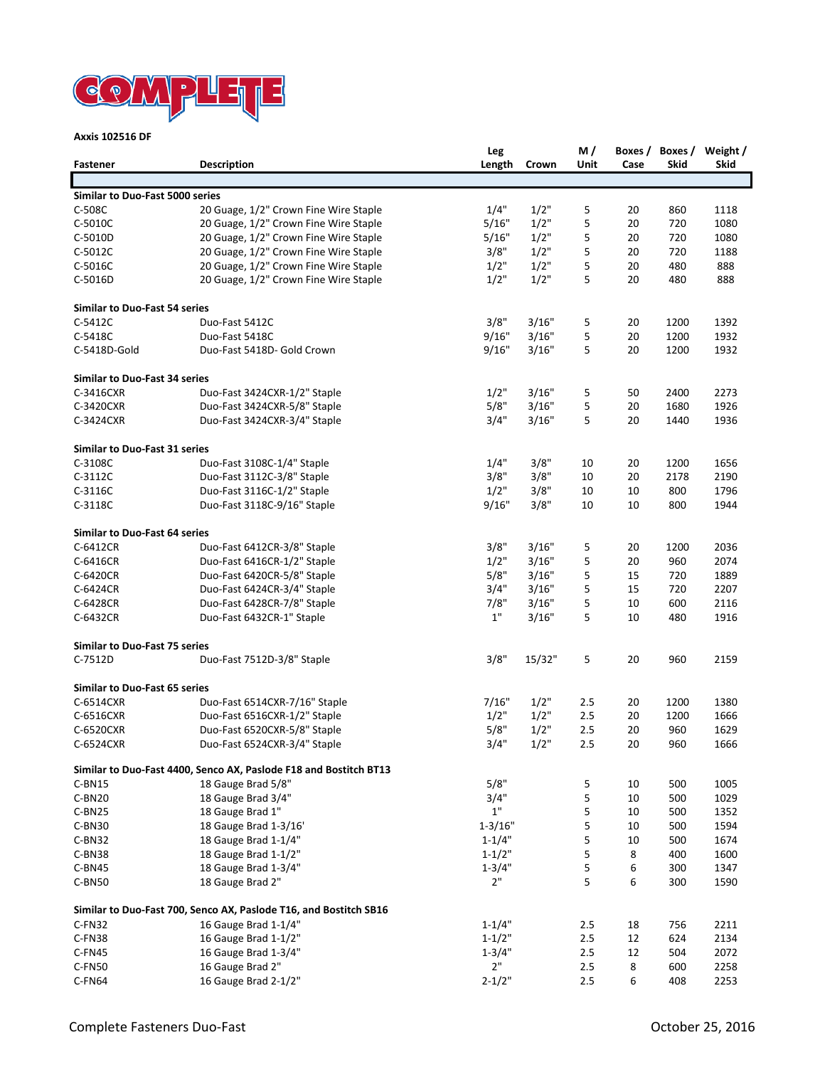COMPLETE

**Axxis 102516 DF**

| Fastener | Description | Leg Length | Crown | M / Unit | Boxes / Case | Boxes / Skid | Weight / Skid |
|---|---|---|---|---|---|---|---|
| **Similar to Duo-Fast 5000 series** | | | | | | | |
| C-508C | 20 Guage, 1/2" Crown Fine Wire Staple | 1/4" | 1/2" | 5 | 20 | 860 | 1118 |
| C-5010C | 20 Guage, 1/2" Crown Fine Wire Staple | 5/16" | 1/2" | 5 | 20 | 720 | 1080 |
| C-5010D | 20 Guage, 1/2" Crown Fine Wire Staple | 5/16" | 1/2" | 5 | 20 | 720 | 1080 |
| C-5012C | 20 Guage, 1/2" Crown Fine Wire Staple | 3/8" | 1/2" | 5 | 20 | 720 | 1188 |
| C-5016C | 20 Guage, 1/2" Crown Fine Wire Staple | 1/2" | 1/2" | 5 | 20 | 480 | 888 |
| C-5016D | 20 Guage, 1/2" Crown Fine Wire Staple | 1/2" | 1/2" | 5 | 20 | 480 | 888 |
| **Similar to Duo-Fast 54 series** | | | | | | | |
| C-5412C | Duo-Fast 5412C | 3/8" | 3/16" | 5 | 20 | 1200 | 1392 |
| C-5418C | Duo-Fast 5418C | 9/16" | 3/16" | 5 | 20 | 1200 | 1932 |
| C-5418D-Gold | Duo-Fast 5418D- Gold Crown | 9/16" | 3/16" | 5 | 20 | 1200 | 1932 |
| **Similar to Duo-Fast 34 series** | | | | | | | |
| C-3416CXR | Duo-Fast 3424CXR-1/2" Staple | 1/2" | 3/16" | 5 | 50 | 2400 | 2273 |
| C-3420CXR | Duo-Fast 3424CXR-5/8" Staple | 5/8" | 3/16" | 5 | 20 | 1680 | 1926 |
| C-3424CXR | Duo-Fast 3424CXR-3/4" Staple | 3/4" | 3/16" | 5 | 20 | 1440 | 1936 |
| **Similar to Duo-Fast 31 series** | | | | | | | |
| C-3108C | Duo-Fast 3108C-1/4" Staple | 1/4" | 3/8" | 10 | 20 | 1200 | 1656 |
| C-3112C | Duo-Fast 3112C-3/8" Staple | 3/8" | 3/8" | 10 | 20 | 2178 | 2190 |
| C-3116C | Duo-Fast 3116C-1/2" Staple | 1/2" | 3/8" | 10 | 10 | 800 | 1796 |
| C-3118C | Duo-Fast 3118C-9/16" Staple | 9/16" | 3/8" | 10 | 10 | 800 | 1944 |
| **Similar to Duo-Fast 64 series** | | | | | | | |
| C-6412CR | Duo-Fast 6412CR-3/8" Staple | 3/8" | 3/16" | 5 | 20 | 1200 | 2036 |
| C-6416CR | Duo-Fast 6416CR-1/2" Staple | 1/2" | 3/16" | 5 | 20 | 960 | 2074 |
| C-6420CR | Duo-Fast 6420CR-5/8" Staple | 5/8" | 3/16" | 5 | 15 | 720 | 1889 |
| C-6424CR | Duo-Fast 6424CR-3/4" Staple | 3/4" | 3/16" | 5 | 15 | 720 | 2207 |
| C-6428CR | Duo-Fast 6428CR-7/8" Staple | 7/8" | 3/16" | 5 | 10 | 600 | 2116 |
| C-6432CR | Duo-Fast 6432CR-1" Staple | 1" | 3/16" | 5 | 10 | 480 | 1916 |
| **Similar to Duo-Fast 75 series** | | | | | | | |
| C-7512D | Duo-Fast 7512D-3/8" Staple | 3/8" | 15/32" | 5 | 20 | 960 | 2159 |
| **Similar to Duo-Fast 65 series** | | | | | | | |
| C-6514CXR | Duo-Fast 6514CXR-7/16" Staple | 7/16" | 1/2" | 2.5 | 20 | 1200 | 1380 |
| C-6516CXR | Duo-Fast 6516CXR-1/2" Staple | 1/2" | 1/2" | 2.5 | 20 | 1200 | 1666 |
| C-6520CXR | Duo-Fast 6520CXR-5/8" Staple | 5/8" | 1/2" | 2.5 | 20 | 960 | 1629 |
| C-6524CXR | Duo-Fast 6524CXR-3/4" Staple | 3/4" | 1/2" | 2.5 | 20 | 960 | 1666 |
| **Similar to Duo-Fast 4400, Senco AX, Paslode F18 and Bostitch BT13** | | | | | | | |
| C-BN15 | 18 Gauge Brad 5/8" | 5/8" | | 5 | 10 | 500 | 1005 |
| C-BN20 | 18 Gauge Brad 3/4" | 3/4" | | 5 | 10 | 500 | 1029 |
| C-BN25 | 18 Gauge Brad 1" | 1" | | 5 | 10 | 500 | 1352 |
| C-BN30 | 18 Gauge Brad 1-3/16' | 1-3/16" | | 5 | 10 | 500 | 1594 |
| C-BN32 | 18 Gauge Brad 1-1/4" | 1-1/4" | | 5 | 10 | 500 | 1674 |
| C-BN38 | 18 Gauge Brad 1-1/2" | 1-1/2" | | 5 | 8 | 400 | 1600 |
| C-BN45 | 18 Gauge Brad 1-3/4" | 1-3/4" | | 5 | 6 | 300 | 1347 |
| C-BN50 | 18 Gauge Brad 2" | 2" | | 5 | 6 | 300 | 1590 |
| **Similar to Duo-Fast 700, Senco AX, Paslode T16, and Bostitch SB16** | | | | | | | |
| C-FN32 | 16 Gauge Brad 1-1/4" | 1-1/4" | | 2.5 | 18 | 756 | 2211 |
| C-FN38 | 16 Gauge Brad 1-1/2" | 1-1/2" | | 2.5 | 12 | 624 | 2134 |
| C-FN45 | 16 Gauge Brad 1-3/4" | 1-3/4" | | 2.5 | 12 | 504 | 2072 |
| C-FN50 | 16 Gauge Brad 2" | 2" | | 2.5 | 8 | 600 | 2258 |
| C-FN64 | 16 Gauge Brad 2-1/2" | 2-1/2" | | 2.5 | 6 | 408 | 2253 |

Complete Fasteners Duo-Fast October 25, 2016